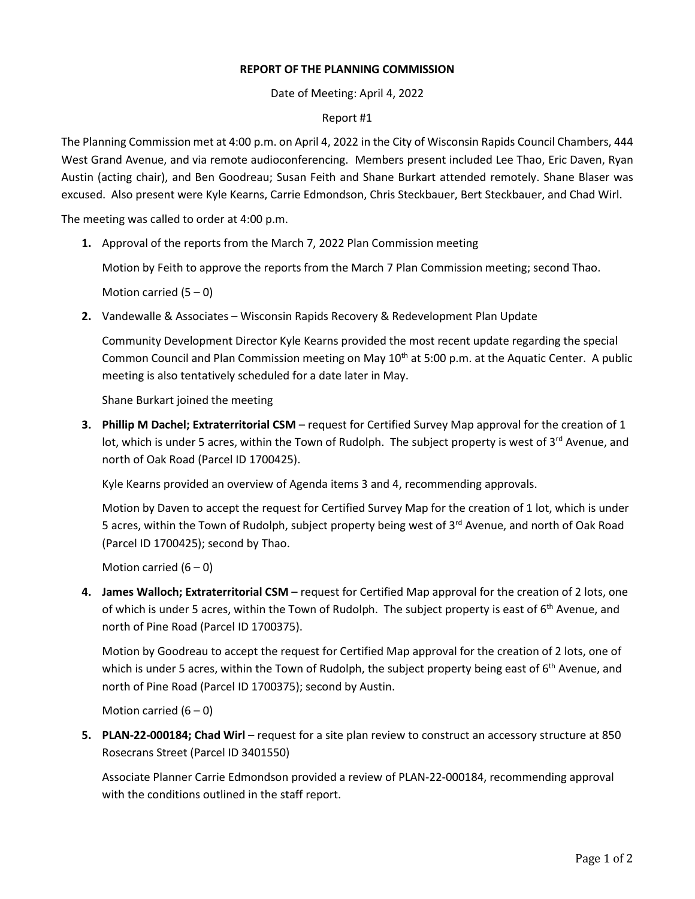**REPORT OF THE PLANNING COMMISSION**

Date of Meeting: April 4, 2022

Report #1

The Planning Commission met at 4:00 p.m. on April 4, 2022 in the City of Wisconsin Rapids Council Chambers, 444 West Grand Avenue, and via remote audioconferencing. Members present included Lee Thao, Eric Daven, Ryan Austin (acting chair), and Ben Goodreau; Susan Feith and Shane Burkart attended remotely. Shane Blaser was excused. Also present were Kyle Kearns, Carrie Edmondson, Chris Steckbauer, Bert Steckbauer, and Chad Wirl.

The meeting was called to order at 4:00 p.m.

1. Approval of the reports from the March 7, 2022 Plan Commission meeting

   Motion by Feith to approve the reports from the March 7 Plan Commission meeting; second Thao.

   Motion carried (5 – 0)

2. Vandewalle & Associates – Wisconsin Rapids Recovery & Redevelopment Plan Update

   Community Development Director Kyle Kearns provided the most recent update regarding the special Common Council and Plan Commission meeting on May 10th at 5:00 p.m. at the Aquatic Center. A public meeting is also tentatively scheduled for a date later in May.

   Shane Burkart joined the meeting

3. **Phillip M Dachel; Extraterritorial CSM** – request for Certified Survey Map approval for the creation of 1 lot, which is under 5 acres, within the Town of Rudolph. The subject property is west of 3rd Avenue, and north of Oak Road (Parcel ID 1700425).

   Kyle Kearns provided an overview of Agenda items 3 and 4, recommending approvals.

   Motion by Daven to accept the request for Certified Survey Map for the creation of 1 lot, which is under 5 acres, within the Town of Rudolph, subject property being west of 3rd Avenue, and north of Oak Road (Parcel ID 1700425); second by Thao.

   Motion carried (6 – 0)

4. **James Walloch; Extraterritorial CSM** – request for Certified Map approval for the creation of 2 lots, one of which is under 5 acres, within the Town of Rudolph. The subject property is east of 6th Avenue, and north of Pine Road (Parcel ID 1700375).

   Motion by Goodreau to accept the request for Certified Map approval for the creation of 2 lots, one of which is under 5 acres, within the Town of Rudolph, the subject property being east of 6th Avenue, and north of Pine Road (Parcel ID 1700375); second by Austin.

   Motion carried (6 – 0)

5. **PLAN-22-000184; Chad Wirl** – request for a site plan review to construct an accessory structure at 850 Rosecrans Street (Parcel ID 3401550)

   Associate Planner Carrie Edmondson provided a review of PLAN-22-000184, recommending approval with the conditions outlined in the staff report.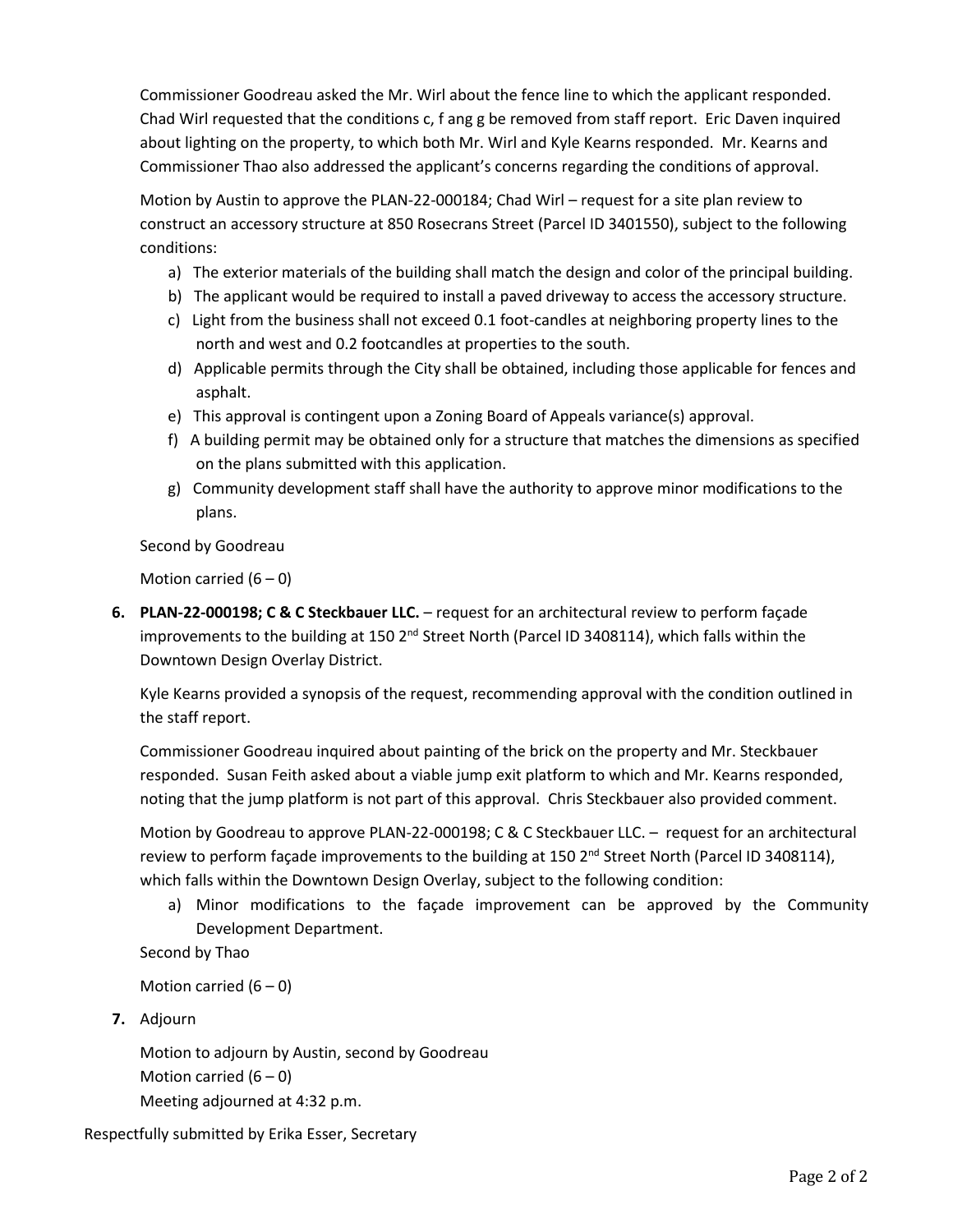Commissioner Goodreau asked the Mr. Wirl about the fence line to which the applicant responded. Chad Wirl requested that the conditions c, f ang g be removed from staff report. Eric Daven inquired about lighting on the property, to which both Mr. Wirl and Kyle Kearns responded. Mr. Kearns and Commissioner Thao also addressed the applicant's concerns regarding the conditions of approval.

Motion by Austin to approve the PLAN-22-000184; Chad Wirl – request for a site plan review to construct an accessory structure at 850 Rosecrans Street (Parcel ID 3401550), subject to the following conditions:

a) The exterior materials of the building shall match the design and color of the principal building.
b) The applicant would be required to install a paved driveway to access the accessory structure.
c) Light from the business shall not exceed 0.1 foot-candles at neighboring property lines to the north and west and 0.2 footcandles at properties to the south.
d) Applicable permits through the City shall be obtained, including those applicable for fences and asphalt.
e) This approval is contingent upon a Zoning Board of Appeals variance(s) approval.
f) A building permit may be obtained only for a structure that matches the dimensions as specified on the plans submitted with this application.
g) Community development staff shall have the authority to approve minor modifications to the plans.

Second by Goodreau

Motion carried (6 – 0)

6. **PLAN-22-000198; C & C Steckbauer LLC.** – request for an architectural review to perform façade improvements to the building at 150 2nd Street North (Parcel ID 3408114), which falls within the Downtown Design Overlay District.

   Kyle Kearns provided a synopsis of the request, recommending approval with the condition outlined in the staff report.

   Commissioner Goodreau inquired about painting of the brick on the property and Mr. Steckbauer responded. Susan Feith asked about a viable jump exit platform to which and Mr. Kearns responded, noting that the jump platform is not part of this approval. Chris Steckbauer also provided comment.

   Motion by Goodreau to approve PLAN-22-000198; C & C Steckbauer LLC. – request for an architectural review to perform façade improvements to the building at 150 2nd Street North (Parcel ID 3408114), which falls within the Downtown Design Overlay, subject to the following condition:

   a) Minor modifications to the façade improvement can be approved by the Community Development Department.

   Second by Thao

   Motion carried (6 – 0)

7. Adjourn

   Motion to adjourn by Austin, second by Goodreau
   Motion carried (6 – 0)
   Meeting adjourned at 4:32 p.m.

Respectfully submitted by Erika Esser, Secretary